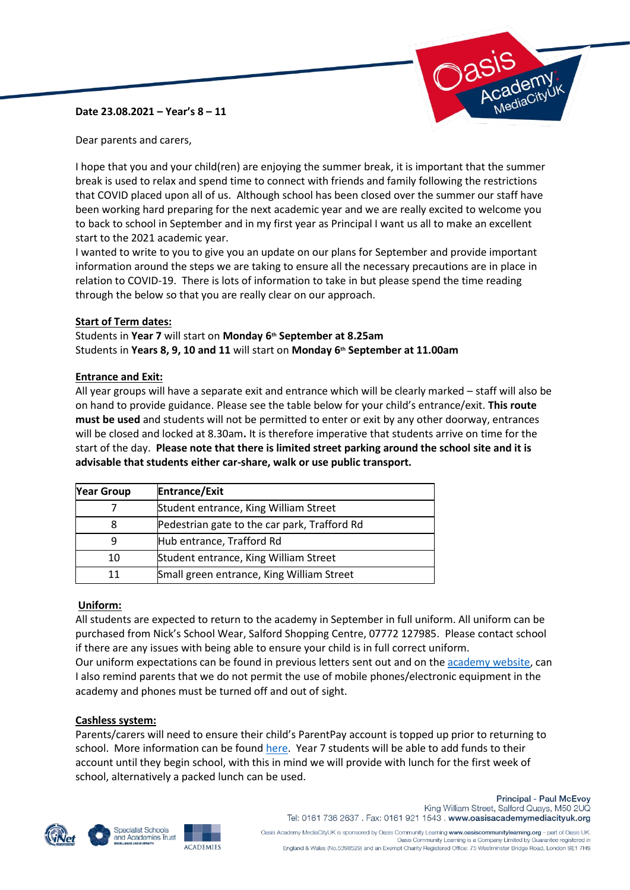**Date 23.08.2021 – Year's 8 – 11**

Dear parents and carers,

I hope that you and your child(ren) are enjoying the summer break, it is important that the summer break is used to relax and spend time to connect with friends and family following the restrictions that COVID placed upon all of us. Although school has been closed over the summer our staff have been working hard preparing for the next academic year and we are really excited to welcome you to back to school in September and in my first year as Principal I want us all to make an excellent start to the 2021 academic year.

I wanted to write to you to give you an update on our plans for September and provide important information around the steps we are taking to ensure all the necessary precautions are in place in relation to COVID-19. There is lots of information to take in but please spend the time reading through the below so that you are really clear on our approach.

**Start of Term dates:**

Students in **Year 7** will start on **Monday 6th September at 8.25am**
Students in **Years 8, 9, 10 and 11** will start on **Monday 6th September at 11.00am**

**Entrance and Exit:**

All year groups will have a separate exit and entrance which will be clearly marked – staff will also be on hand to provide guidance. Please see the table below for your child's entrance/exit. **This route must be used** and students will not be permitted to enter or exit by any other doorway, entrances will be closed and locked at 8.30am**.** It is therefore imperative that students arrive on time for the start of the day. **Please note that there is limited street parking around the school site and it is advisable that students either car-share, walk or use public transport.**

| Year Group | Entrance/Exit |
|---|---|
| 7 | Student entrance, King William Street |
| 8 | Pedestrian gate to the car park, Trafford Rd |
| 9 | Hub entrance, Trafford Rd |
| 10 | Student entrance, King William Street |
| 11 | Small green entrance, King William Street |

**Uniform:**

All students are expected to return to the academy in September in full uniform. All uniform can be purchased from Nick's School Wear, Salford Shopping Centre, 07772 127985. Please contact school if there are any issues with being able to ensure your child is in full correct uniform.
Our uniform expectations can be found in previous letters sent out and on the academy website, can I also remind parents that we do not permit the use of mobile phones/electronic equipment in the academy and phones must be turned off and out of sight.

**Cashless system:**

Parents/carers will need to ensure their child's ParentPay account is topped up prior to returning to school. More information can be found here. Year 7 students will be able to add funds to their account until they begin school, with this in mind we will provide with lunch for the first week of school, alternatively a packed lunch can be used.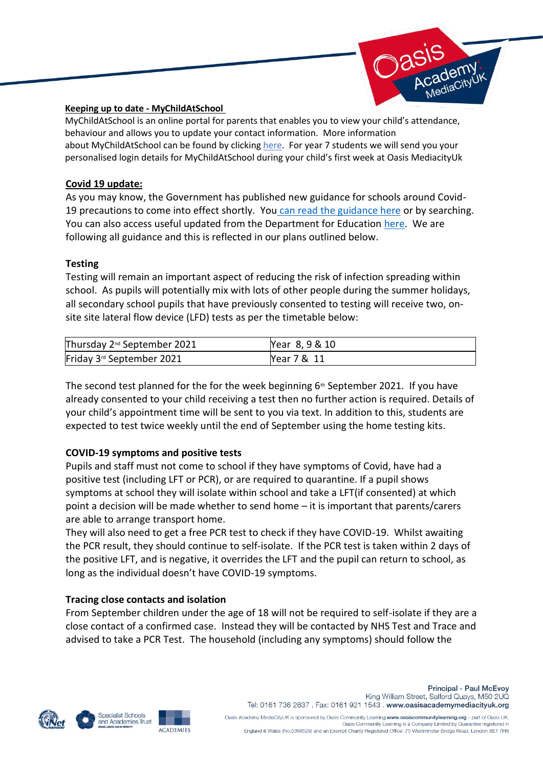**Keeping up to date - MyChildAtSchool**

MyChildAtSchool is an online portal for parents that enables you to view your child's attendance, behaviour and allows you to update your contact information. More information about MyChildAtSchool can be found by clicking here. For year 7 students we will send you your personalised login details for MyChildAtSchool during your child's first week at Oasis MediacityUk

**Covid 19 update:**

As you may know, the Government has published new guidance for schools around Covid-19 precautions to come into effect shortly. You can read the guidance here or by searching. You can also access useful updated from the Department for Education here. We are following all guidance and this is reflected in our plans outlined below.

**Testing**

Testing will remain an important aspect of reducing the risk of infection spreading within school. As pupils will potentially mix with lots of other people during the summer holidays, all secondary school pupils that have previously consented to testing will receive two, on-site site lateral flow device (LFD) tests as per the timetable below:

| Thursday 2nd September 2021 | Year 8, 9 & 10 |
|---|---|
| Friday 3rd September 2021 | Year 7 & 11 |

The second test planned for the for the week beginning 6th September 2021. If you have already consented to your child receiving a test then no further action is required. Details of your child's appointment time will be sent to you via text. In addition to this, students are expected to test twice weekly until the end of September using the home testing kits.

**COVID-19 symptoms and positive tests**

Pupils and staff must not come to school if they have symptoms of Covid, have had a positive test (including LFT or PCR), or are required to quarantine. If a pupil shows symptoms at school they will isolate within school and take a LFT(if consented) at which point a decision will be made whether to send home – it is important that parents/carers are able to arrange transport home.

They will also need to get a free PCR test to check if they have COVID-19. Whilst awaiting the PCR result, they should continue to self-isolate. If the PCR test is taken within 2 days of the positive LFT, and is negative, it overrides the LFT and the pupil can return to school, as long as the individual doesn't have COVID-19 symptoms.

**Tracing close contacts and isolation**

From September children under the age of 18 will not be required to self-isolate if they are a close contact of a confirmed case. Instead they will be contacted by NHS Test and Trace and advised to take a PCR Test. The household (including any symptoms) should follow the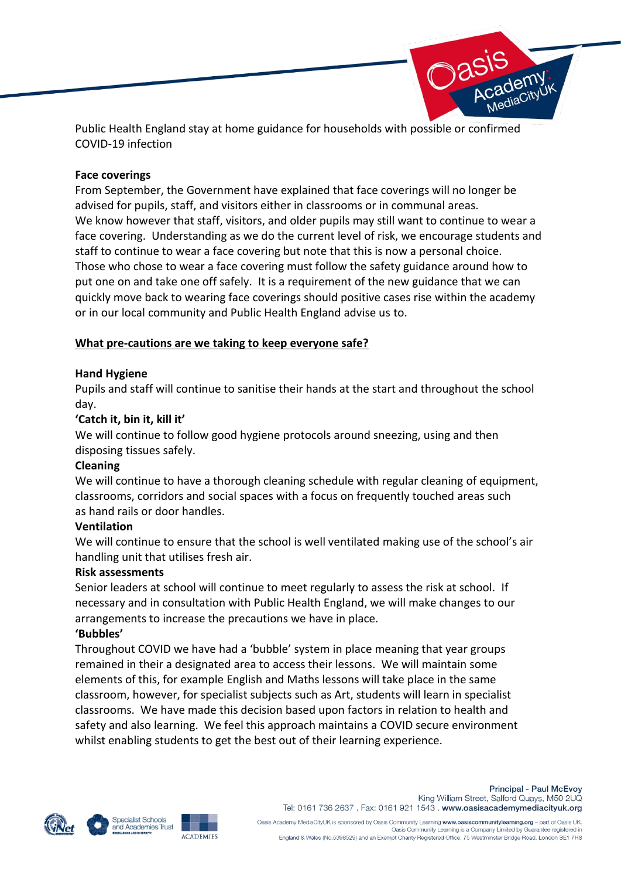Public Health England stay at home guidance for households with possible or confirmed COVID-19 infection

**Face coverings**

From September, the Government have explained that face coverings will no longer be advised for pupils, staff, and visitors either in classrooms or in communal areas. We know however that staff, visitors, and older pupils may still want to continue to wear a face covering. Understanding as we do the current level of risk, we encourage students and staff to continue to wear a face covering but note that this is now a personal choice. Those who chose to wear a face covering must follow the safety guidance around how to put one on and take one off safely. It is a requirement of the new guidance that we can quickly move back to wearing face coverings should positive cases rise within the academy or in our local community and Public Health England advise us to.

**<u>What pre-cautions are we taking to keep everyone safe?</u>**

**Hand Hygiene**

Pupils and staff will continue to sanitise their hands at the start and throughout the school day.

**'Catch it, bin it, kill it'**

We will continue to follow good hygiene protocols around sneezing, using and then disposing tissues safely.

**Cleaning**

We will continue to have a thorough cleaning schedule with regular cleaning of equipment, classrooms, corridors and social spaces with a focus on frequently touched areas such as hand rails or door handles.

**Ventilation**

We will continue to ensure that the school is well ventilated making use of the school's air handling unit that utilises fresh air.

**Risk assessments**

Senior leaders at school will continue to meet regularly to assess the risk at school. If necessary and in consultation with Public Health England, we will make changes to our arrangements to increase the precautions we have in place.

**'Bubbles'**

Throughout COVID we have had a 'bubble' system in place meaning that year groups remained in their a designated area to access their lessons. We will maintain some elements of this, for example English and Maths lessons will take place in the same classroom, however, for specialist subjects such as Art, students will learn in specialist classrooms. We have made this decision based upon factors in relation to health and safety and also learning. We feel this approach maintains a COVID secure environment whilst enabling students to get the best out of their learning experience.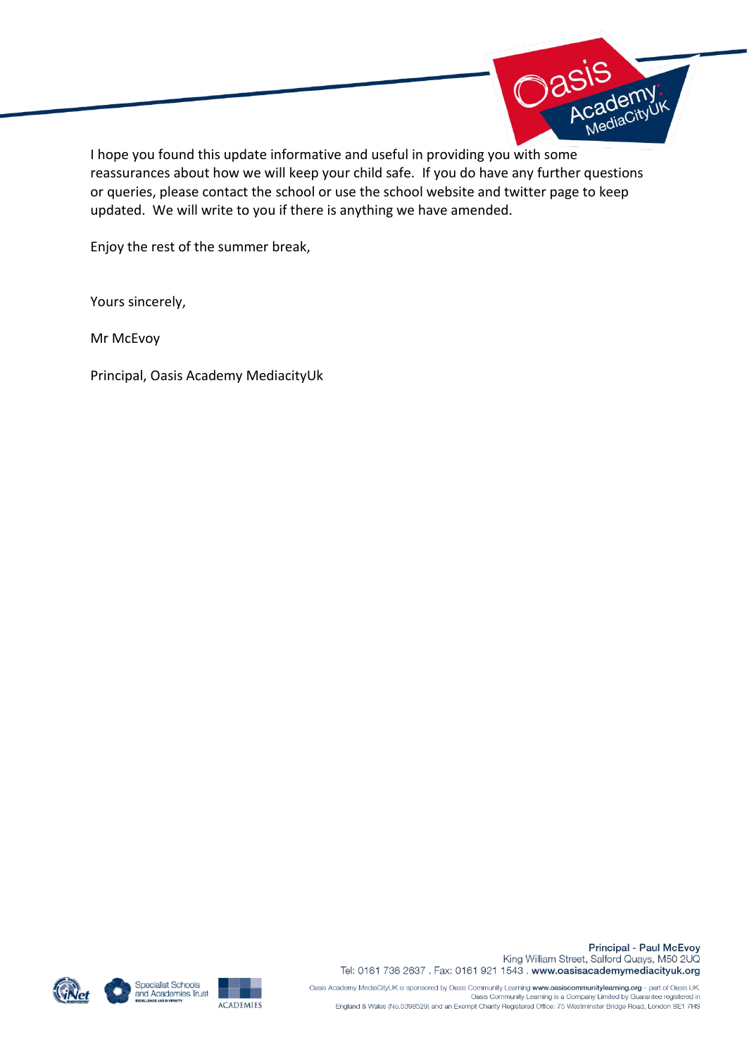I hope you found this update informative and useful in providing you with some reassurances about how we will keep your child safe. If you do have any further questions or queries, please contact the school or use the school website and twitter page to keep updated. We will write to you if there is anything we have amended.

Enjoy the rest of the summer break,

Yours sincerely,

Mr McEvoy

Principal, Oasis Academy MediacityUk